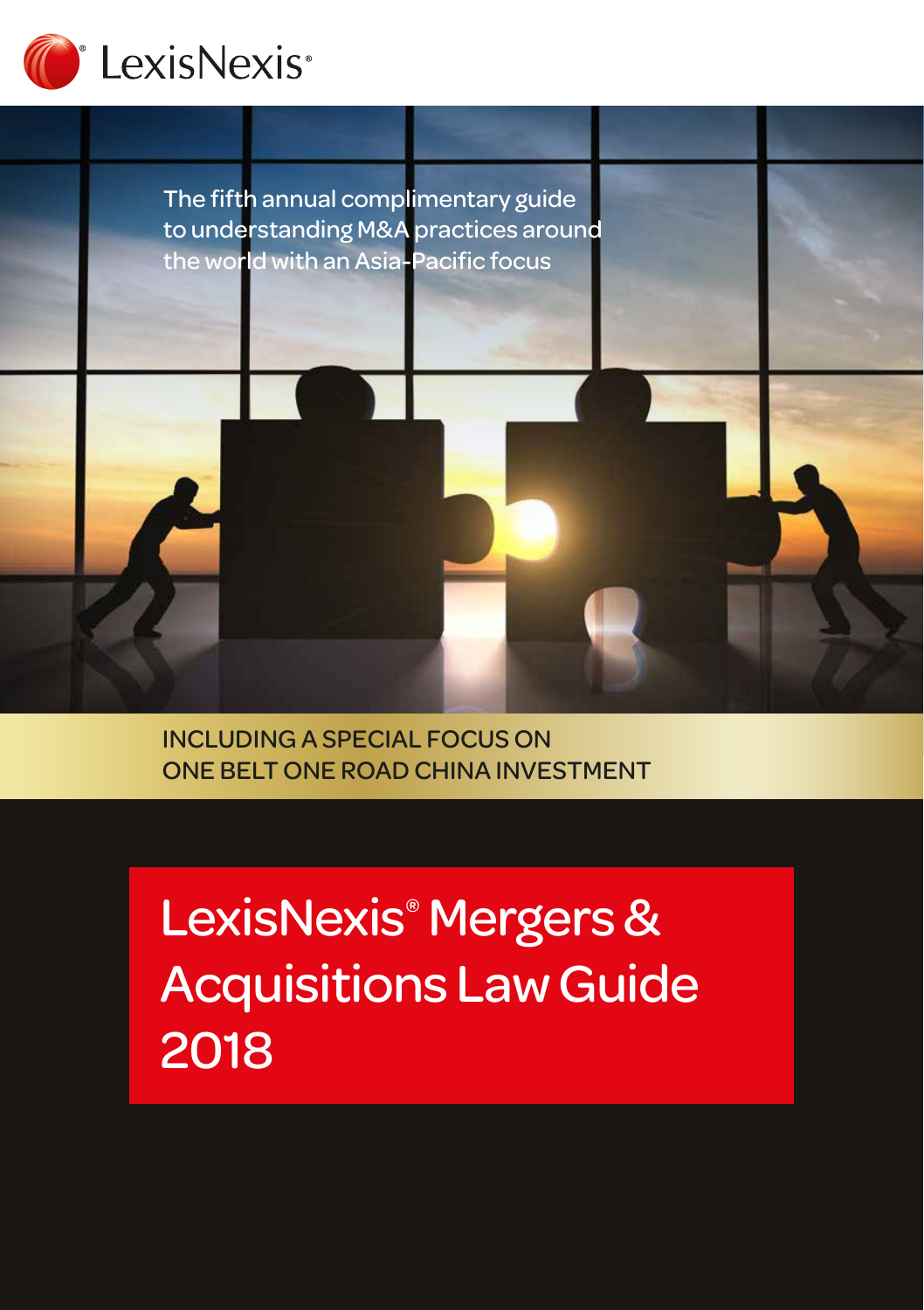LexisNexis®

The fifth annual complimentary guide to understanding M&A practices around the world with an Asia-Pacific focus

INCLUDING A SPECIAL FOCUS ON ONE BELT ONE ROAD CHINA INVESTMENT

# LexisNexis® Mergers & Acquisitions Law Guide 2018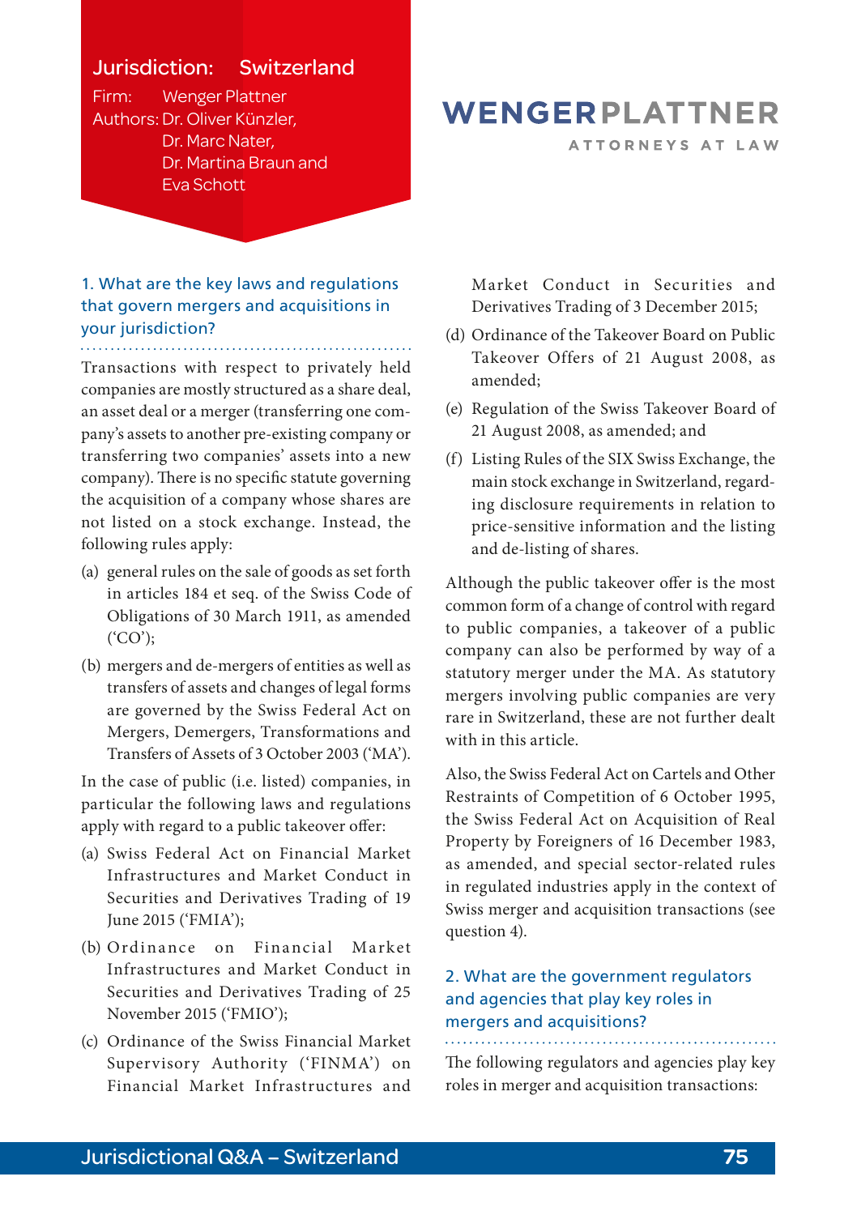# Jurisdiction: Switzerland

Firm: Wenger Plattner

Authors: Dr. Oliver Künzler, Dr. Marc Nater, Dr. Martina Braun and Eva Schott

**WENGERPLATTNER**

ATTORNEYS AT LAW

## 1. What are the key laws and regulations that govern mergers and acquisitions in your jurisdiction?

Transactions with respect to privately held companies are mostly structured as a share deal, an asset deal or a merger (transferring one company's assets to another pre-existing company or transferring two companies' assets into a new company). There is no specific statute governing the acquisition of a company whose shares are not listed on a stock exchange. Instead, the following rules apply:

(a) general rules on the sale of goods as set forth in articles 184 et seq. of the Swiss Code of Obligations of 30 March 1911, as amended ('CO');

(b) mergers and de-mergers of entities as well as transfers of assets and changes of legal forms are governed by the Swiss Federal Act on Mergers, Demergers, Transformations and Transfers of Assets of 3 October 2003 ('MA').

In the case of public (i.e. listed) companies, in particular the following laws and regulations apply with regard to a public takeover offer:

(a) Swiss Federal Act on Financial Market Infrastructures and Market Conduct in Securities and Derivatives Trading of 19 June 2015 ('FMIA');

(b) Ordinance on Financial Market Infrastructures and Market Conduct in Securities and Derivatives Trading of 25 November 2015 ('FMIO');

(c) Ordinance of the Swiss Financial Market Supervisory Authority ('FINMA') on Financial Market Infrastructures and Market Conduct in Securities and Derivatives Trading of 3 December 2015;

(d) Ordinance of the Takeover Board on Public Takeover Offers of 21 August 2008, as amended;

(e) Regulation of the Swiss Takeover Board of 21 August 2008, as amended; and

(f) Listing Rules of the SIX Swiss Exchange, the main stock exchange in Switzerland, regarding disclosure requirements in relation to price-sensitive information and the listing and de-listing of shares.

Although the public takeover offer is the most common form of a change of control with regard to public companies, a takeover of a public company can also be performed by way of a statutory merger under the MA. As statutory mergers involving public companies are very rare in Switzerland, these are not further dealt with in this article.

Also, the Swiss Federal Act on Cartels and Other Restraints of Competition of 6 October 1995, the Swiss Federal Act on Acquisition of Real Property by Foreigners of 16 December 1983, as amended, and special sector-related rules in regulated industries apply in the context of Swiss merger and acquisition transactions (see question 4).

## 2. What are the government regulators and agencies that play key roles in mergers and acquisitions?

The following regulators and agencies play key roles in merger and acquisition transactions: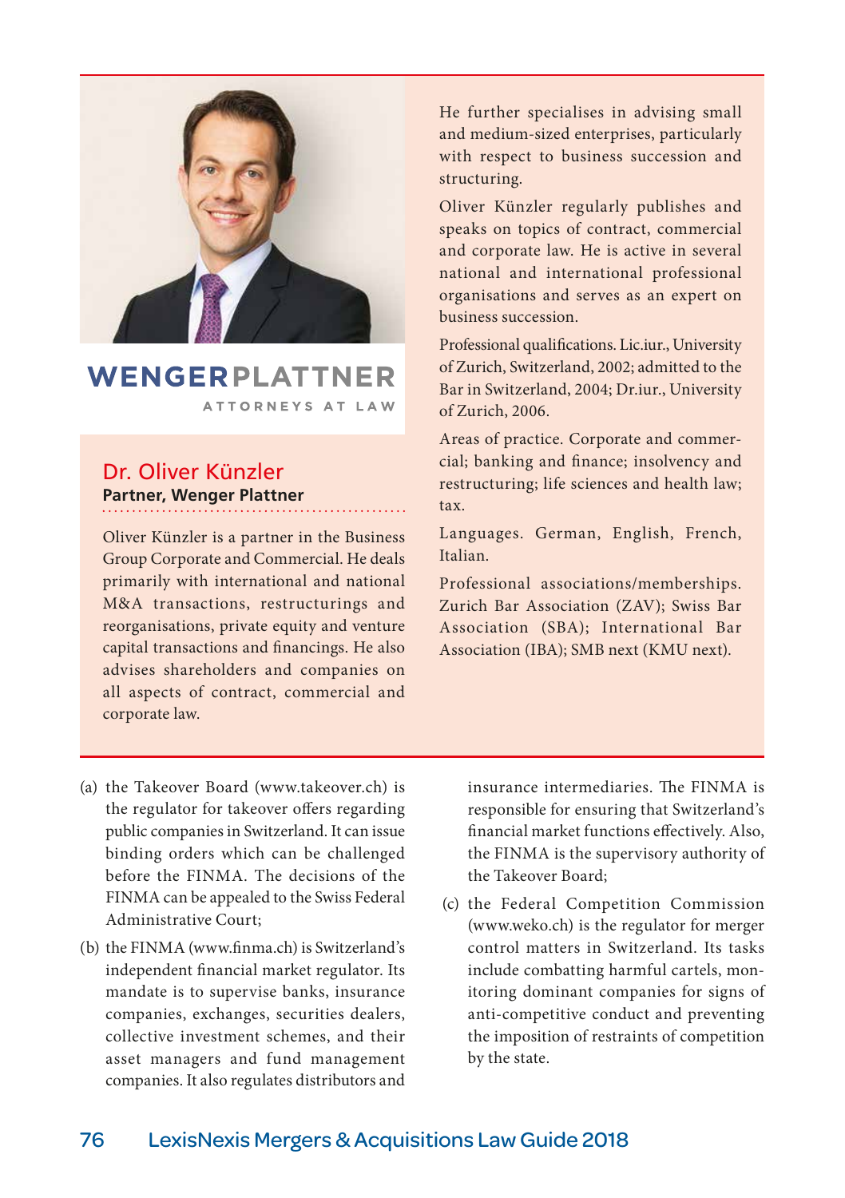WENGERPLATTNER
ATTORNEYS AT LAW

## Dr. Oliver Künzler

**Partner, Wenger Plattner**

Oliver Künzler is a partner in the Business Group Corporate and Commercial. He deals primarily with international and national M&A transactions, restructurings and reorganisations, private equity and venture capital transactions and financings. He also advises shareholders and companies on all aspects of contract, commercial and corporate law.

He further specialises in advising small and medium-sized enterprises, particularly with respect to business succession and structuring.

Oliver Künzler regularly publishes and speaks on topics of contract, commercial and corporate law. He is active in several national and international professional organisations and serves as an expert on business succession.

Professional qualifications. Lic.iur., University of Zurich, Switzerland, 2002; admitted to the Bar in Switzerland, 2004; Dr.iur., University of Zurich, 2006.

Areas of practice. Corporate and commercial; banking and finance; insolvency and restructuring; life sciences and health law; tax.

Languages. German, English, French, Italian.

Professional associations/memberships. Zurich Bar Association (ZAV); Swiss Bar Association (SBA); International Bar Association (IBA); SMB next (KMU next).

---

(a) the Takeover Board (www.takeover.ch) is the regulator for takeover offers regarding public companies in Switzerland. It can issue binding orders which can be challenged before the FINMA. The decisions of the FINMA can be appealed to the Swiss Federal Administrative Court;

(b) the FINMA (www.finma.ch) is Switzerland's independent financial market regulator. Its mandate is to supervise banks, insurance companies, exchanges, securities dealers, collective investment schemes, and their asset managers and fund management companies. It also regulates distributors and insurance intermediaries. The FINMA is responsible for ensuring that Switzerland's financial market functions effectively. Also, the FINMA is the supervisory authority of the Takeover Board;

(c) the Federal Competition Commission (www.weko.ch) is the regulator for merger control matters in Switzerland. Its tasks include combatting harmful cartels, monitoring dominant companies for signs of anti-competitive conduct and preventing the imposition of restraints of competition by the state.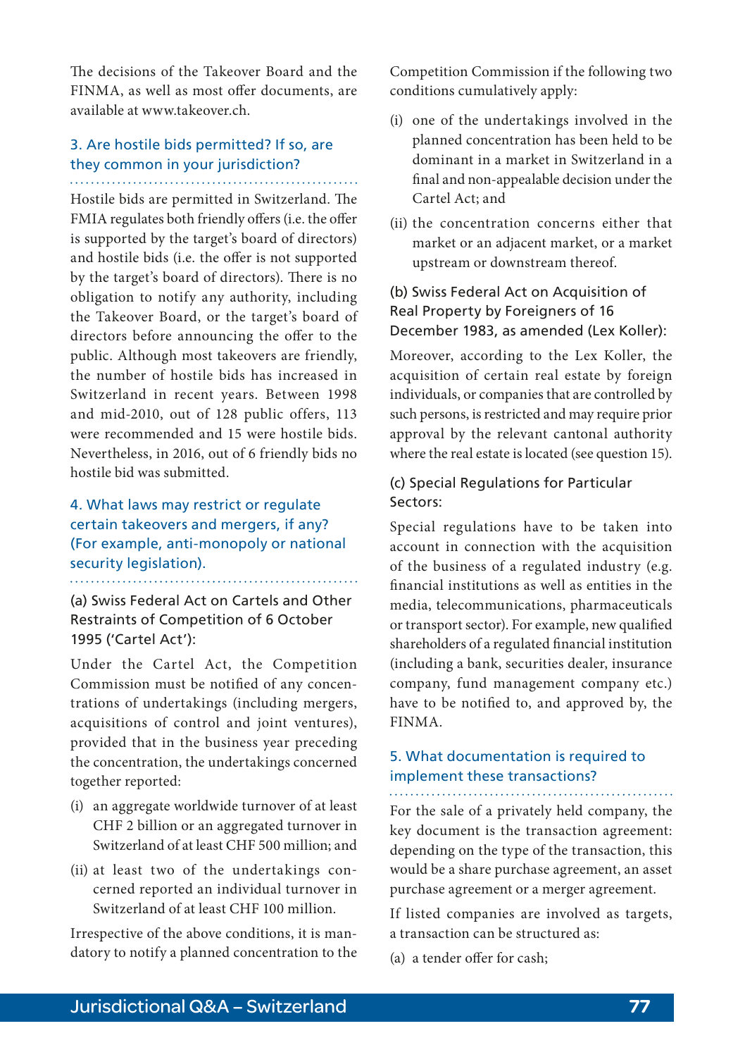The decisions of the Takeover Board and the FINMA, as well as most offer documents, are available at www.takeover.ch.

## 3. Are hostile bids permitted? If so, are they common in your jurisdiction?

Hostile bids are permitted in Switzerland. The FMIA regulates both friendly offers (i.e. the offer is supported by the target's board of directors) and hostile bids (i.e. the offer is not supported by the target's board of directors). There is no obligation to notify any authority, including the Takeover Board, or the target's board of directors before announcing the offer to the public. Although most takeovers are friendly, the number of hostile bids has increased in Switzerland in recent years. Between 1998 and mid-2010, out of 128 public offers, 113 were recommended and 15 were hostile bids. Nevertheless, in 2016, out of 6 friendly bids no hostile bid was submitted.

## 4. What laws may restrict or regulate certain takeovers and mergers, if any? (For example, anti-monopoly or national security legislation).

### (a) Swiss Federal Act on Cartels and Other Restraints of Competition of 6 October 1995 ('Cartel Act'):

Under the Cartel Act, the Competition Commission must be notified of any concentrations of undertakings (including mergers, acquisitions of control and joint ventures), provided that in the business year preceding the concentration, the undertakings concerned together reported:

(i) an aggregate worldwide turnover of at least CHF 2 billion or an aggregated turnover in Switzerland of at least CHF 500 million; and

(ii) at least two of the undertakings concerned reported an individual turnover in Switzerland of at least CHF 100 million.

Irrespective of the above conditions, it is mandatory to notify a planned concentration to the Competition Commission if the following two conditions cumulatively apply:

(i) one of the undertakings involved in the planned concentration has been held to be dominant in a market in Switzerland in a final and non-appealable decision under the Cartel Act; and

(ii) the concentration concerns either that market or an adjacent market, or a market upstream or downstream thereof.

### (b) Swiss Federal Act on Acquisition of Real Property by Foreigners of 16 December 1983, as amended (Lex Koller):

Moreover, according to the Lex Koller, the acquisition of certain real estate by foreign individuals, or companies that are controlled by such persons, is restricted and may require prior approval by the relevant cantonal authority where the real estate is located (see question 15).

### (c) Special Regulations for Particular Sectors:

Special regulations have to be taken into account in connection with the acquisition of the business of a regulated industry (e.g. financial institutions as well as entities in the media, telecommunications, pharmaceuticals or transport sector). For example, new qualified shareholders of a regulated financial institution (including a bank, securities dealer, insurance company, fund management company etc.) have to be notified to, and approved by, the FINMA.

## 5. What documentation is required to implement these transactions?

For the sale of a privately held company, the key document is the transaction agreement: depending on the type of the transaction, this would be a share purchase agreement, an asset purchase agreement or a merger agreement.

If listed companies are involved as targets, a transaction can be structured as:

(a) a tender offer for cash;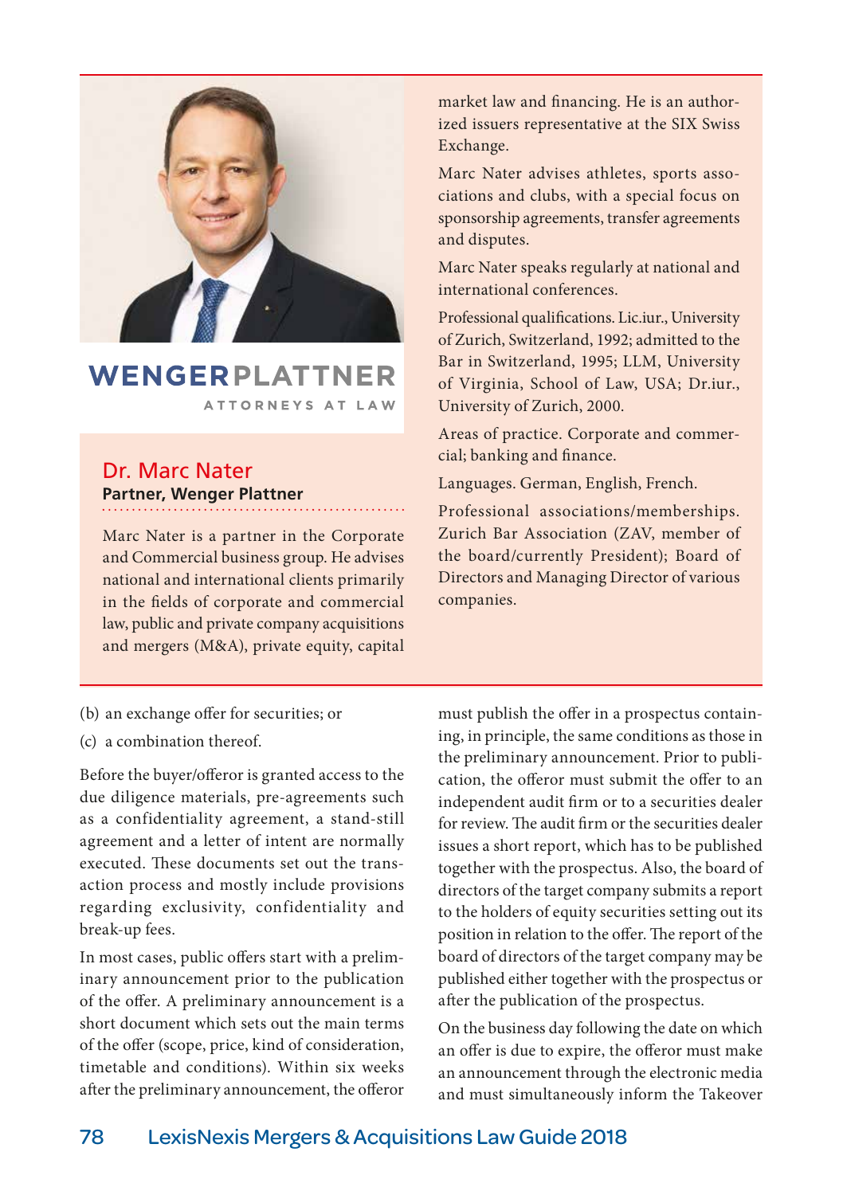**WENGERPLATTNER**
ATTORNEYS AT LAW

## Dr. Marc Nater

**Partner, Wenger Plattner**

Marc Nater is a partner in the Corporate and Commercial business group. He advises national and international clients primarily in the fields of corporate and commercial law, public and private company acquisitions and mergers (M&A), private equity, capital market law and financing. He is an authorized issuers representative at the SIX Swiss Exchange.

Marc Nater advises athletes, sports associations and clubs, with a special focus on sponsorship agreements, transfer agreements and disputes.

Marc Nater speaks regularly at national and international conferences.

Professional qualifications. Lic.iur., University of Zurich, Switzerland, 1992; admitted to the Bar in Switzerland, 1995; LLM, University of Virginia, School of Law, USA; Dr.iur., University of Zurich, 2000.

Areas of practice. Corporate and commercial; banking and finance.

Languages. German, English, French.

Professional associations/memberships. Zurich Bar Association (ZAV, member of the board/currently President); Board of Directors and Managing Director of various companies.

---

(b) an exchange offer for securities; or

(c) a combination thereof.

Before the buyer/offeror is granted access to the due diligence materials, pre-agreements such as a confidentiality agreement, a stand-still agreement and a letter of intent are normally executed. These documents set out the transaction process and mostly include provisions regarding exclusivity, confidentiality and break-up fees.

In most cases, public offers start with a preliminary announcement prior to the publication of the offer. A preliminary announcement is a short document which sets out the main terms of the offer (scope, price, kind of consideration, timetable and conditions). Within six weeks after the preliminary announcement, the offeror must publish the offer in a prospectus containing, in principle, the same conditions as those in the preliminary announcement. Prior to publication, the offeror must submit the offer to an independent audit firm or to a securities dealer for review. The audit firm or the securities dealer issues a short report, which has to be published together with the prospectus. Also, the board of directors of the target company submits a report to the holders of equity securities setting out its position in relation to the offer. The report of the board of directors of the target company may be published either together with the prospectus or after the publication of the prospectus.

On the business day following the date on which an offer is due to expire, the offeror must make an announcement through the electronic media and must simultaneously inform the Takeover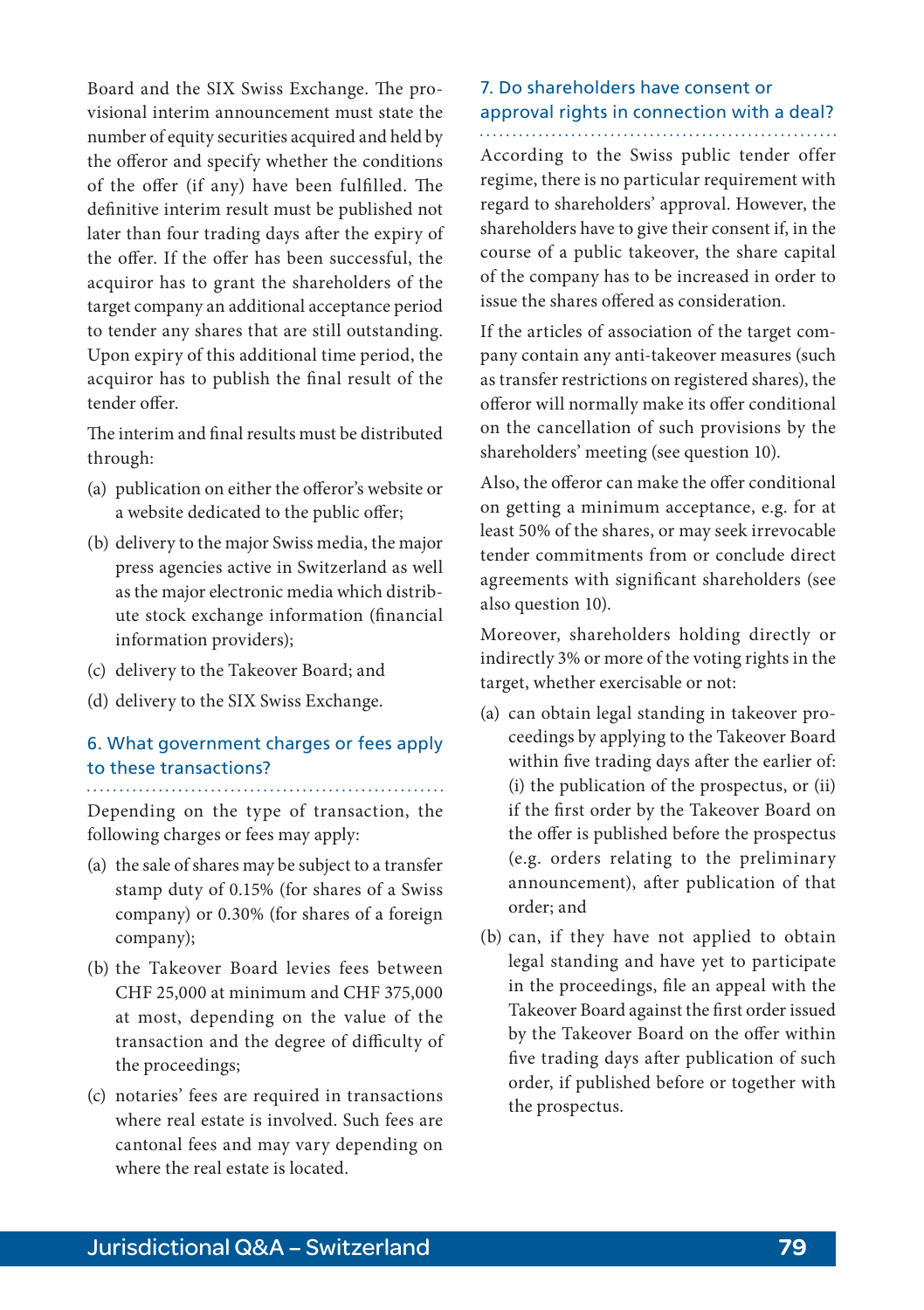Board and the SIX Swiss Exchange. The provisional interim announcement must state the number of equity securities acquired and held by the offeror and specify whether the conditions of the offer (if any) have been fulfilled. The definitive interim result must be published not later than four trading days after the expiry of the offer. If the offer has been successful, the acquiror has to grant the shareholders of the target company an additional acceptance period to tender any shares that are still outstanding. Upon expiry of this additional time period, the acquiror has to publish the final result of the tender offer.

The interim and final results must be distributed through:

(a) publication on either the offeror's website or a website dedicated to the public offer;

(b) delivery to the major Swiss media, the major press agencies active in Switzerland as well as the major electronic media which distribute stock exchange information (financial information providers);

(c) delivery to the Takeover Board; and

(d) delivery to the SIX Swiss Exchange.

## 6. What government charges or fees apply to these transactions?

Depending on the type of transaction, the following charges or fees may apply:

(a) the sale of shares may be subject to a transfer stamp duty of 0.15% (for shares of a Swiss company) or 0.30% (for shares of a foreign company);

(b) the Takeover Board levies fees between CHF 25,000 at minimum and CHF 375,000 at most, depending on the value of the transaction and the degree of difficulty of the proceedings;

(c) notaries' fees are required in transactions where real estate is involved. Such fees are cantonal fees and may vary depending on where the real estate is located.

## 7. Do shareholders have consent or approval rights in connection with a deal?

According to the Swiss public tender offer regime, there is no particular requirement with regard to shareholders' approval. However, the shareholders have to give their consent if, in the course of a public takeover, the share capital of the company has to be increased in order to issue the shares offered as consideration.

If the articles of association of the target company contain any anti-takeover measures (such as transfer restrictions on registered shares), the offeror will normally make its offer conditional on the cancellation of such provisions by the shareholders' meeting (see question 10).

Also, the offeror can make the offer conditional on getting a minimum acceptance, e.g. for at least 50% of the shares, or may seek irrevocable tender commitments from or conclude direct agreements with significant shareholders (see also question 10).

Moreover, shareholders holding directly or indirectly 3% or more of the voting rights in the target, whether exercisable or not:

(a) can obtain legal standing in takeover proceedings by applying to the Takeover Board within five trading days after the earlier of: (i) the publication of the prospectus, or (ii) if the first order by the Takeover Board on the offer is published before the prospectus (e.g. orders relating to the preliminary announcement), after publication of that order; and

(b) can, if they have not applied to obtain legal standing and have yet to participate in the proceedings, file an appeal with the Takeover Board against the first order issued by the Takeover Board on the offer within five trading days after publication of such order, if published before or together with the prospectus.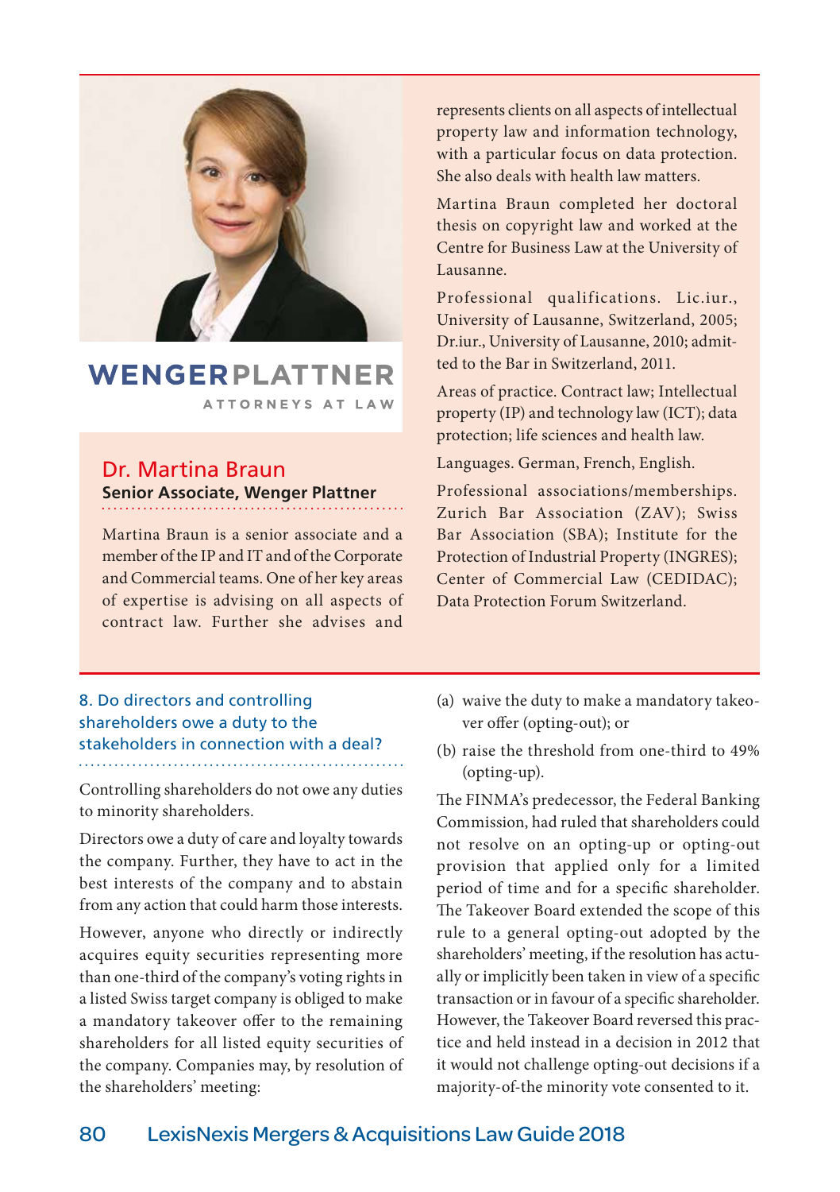WENGERPLATTNER

ATTORNEYS AT LAW

## Dr. Martina Braun

**Senior Associate, Wenger Plattner**

Martina Braun is a senior associate and a member of the IP and IT and of the Corporate and Commercial teams. One of her key areas of expertise is advising on all aspects of contract law. Further she advises and represents clients on all aspects of intellectual property law and information technology, with a particular focus on data protection. She also deals with health law matters.

Martina Braun completed her doctoral thesis on copyright law and worked at the Centre for Business Law at the University of Lausanne.

Professional qualifications. Lic.iur., University of Lausanne, Switzerland, 2005; Dr.iur., University of Lausanne, 2010; admitted to the Bar in Switzerland, 2011.

Areas of practice. Contract law; Intellectual property (IP) and technology law (ICT); data protection; life sciences and health law.

Languages. German, French, English.

Professional associations/memberships. Zurich Bar Association (ZAV); Swiss Bar Association (SBA); Institute for the Protection of Industrial Property (INGRES); Center of Commercial Law (CEDIDAC); Data Protection Forum Switzerland.

### 8. Do directors and controlling shareholders owe a duty to the stakeholders in connection with a deal?

Controlling shareholders do not owe any duties to minority shareholders.

Directors owe a duty of care and loyalty towards the company. Further, they have to act in the best interests of the company and to abstain from any action that could harm those interests.

However, anyone who directly or indirectly acquires equity securities representing more than one-third of the company's voting rights in a listed Swiss target company is obliged to make a mandatory takeover offer to the remaining shareholders for all listed equity securities of the company. Companies may, by resolution of the shareholders' meeting:

(a) waive the duty to make a mandatory takeover offer (opting-out); or

(b) raise the threshold from one-third to 49% (opting-up).

The FINMA's predecessor, the Federal Banking Commission, had ruled that shareholders could not resolve on an opting-up or opting-out provision that applied only for a limited period of time and for a specific shareholder. The Takeover Board extended the scope of this rule to a general opting-out adopted by the shareholders' meeting, if the resolution has actually or implicitly been taken in view of a specific transaction or in favour of a specific shareholder. However, the Takeover Board reversed this practice and held instead in a decision in 2012 that it would not challenge opting-out decisions if a majority-of-the minority vote consented to it.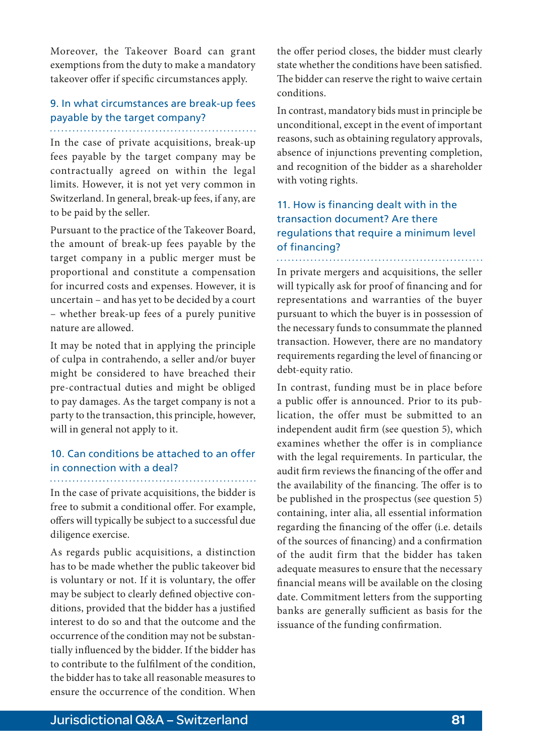Moreover, the Takeover Board can grant exemptions from the duty to make a mandatory takeover offer if specific circumstances apply.

## 9. In what circumstances are break-up fees payable by the target company?

In the case of private acquisitions, break-up fees payable by the target company may be contractually agreed on within the legal limits. However, it is not yet very common in Switzerland. In general, break-up fees, if any, are to be paid by the seller.

Pursuant to the practice of the Takeover Board, the amount of break-up fees payable by the target company in a public merger must be proportional and constitute a compensation for incurred costs and expenses. However, it is uncertain – and has yet to be decided by a court – whether break-up fees of a purely punitive nature are allowed.

It may be noted that in applying the principle of culpa in contrahendo, a seller and/or buyer might be considered to have breached their pre-contractual duties and might be obliged to pay damages. As the target company is not a party to the transaction, this principle, however, will in general not apply to it.

## 10. Can conditions be attached to an offer in connection with a deal?

In the case of private acquisitions, the bidder is free to submit a conditional offer. For example, offers will typically be subject to a successful due diligence exercise.

As regards public acquisitions, a distinction has to be made whether the public takeover bid is voluntary or not. If it is voluntary, the offer may be subject to clearly defined objective conditions, provided that the bidder has a justified interest to do so and that the outcome and the occurrence of the condition may not be substantially influenced by the bidder. If the bidder has to contribute to the fulfilment of the condition, the bidder has to take all reasonable measures to ensure the occurrence of the condition. When the offer period closes, the bidder must clearly state whether the conditions have been satisfied. The bidder can reserve the right to waive certain conditions.

In contrast, mandatory bids must in principle be unconditional, except in the event of important reasons, such as obtaining regulatory approvals, absence of injunctions preventing completion, and recognition of the bidder as a shareholder with voting rights.

## 11. How is financing dealt with in the transaction document? Are there regulations that require a minimum level of financing?

In private mergers and acquisitions, the seller will typically ask for proof of financing and for representations and warranties of the buyer pursuant to which the buyer is in possession of the necessary funds to consummate the planned transaction. However, there are no mandatory requirements regarding the level of financing or debt-equity ratio.

In contrast, funding must be in place before a public offer is announced. Prior to its publication, the offer must be submitted to an independent audit firm (see question 5), which examines whether the offer is in compliance with the legal requirements. In particular, the audit firm reviews the financing of the offer and the availability of the financing. The offer is to be published in the prospectus (see question 5) containing, inter alia, all essential information regarding the financing of the offer (i.e. details of the sources of financing) and a confirmation of the audit firm that the bidder has taken adequate measures to ensure that the necessary financial means will be available on the closing date. Commitment letters from the supporting banks are generally sufficient as basis for the issuance of the funding confirmation.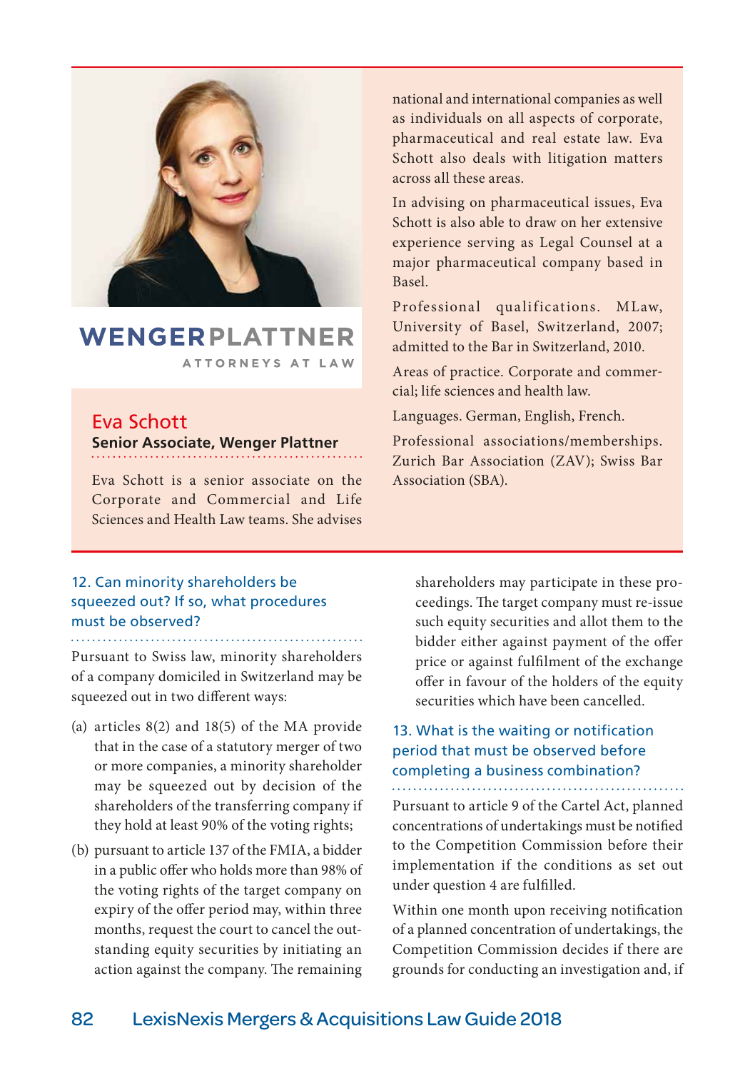WENGERPLATTNER

ATTORNEYS AT LAW

## Eva Schott

**Senior Associate, Wenger Plattner**

Eva Schott is a senior associate on the Corporate and Commercial and Life Sciences and Health Law teams. She advises national and international companies as well as individuals on all aspects of corporate, pharmaceutical and real estate law. Eva Schott also deals with litigation matters across all these areas.

In advising on pharmaceutical issues, Eva Schott is also able to draw on her extensive experience serving as Legal Counsel at a major pharmaceutical company based in Basel.

Professional qualifications. MLaw, University of Basel, Switzerland, 2007; admitted to the Bar in Switzerland, 2010.

Areas of practice. Corporate and commercial; life sciences and health law.

Languages. German, English, French.

Professional associations/memberships. Zurich Bar Association (ZAV); Swiss Bar Association (SBA).

### 12. Can minority shareholders be squeezed out? If so, what procedures must be observed?

Pursuant to Swiss law, minority shareholders of a company domiciled in Switzerland may be squeezed out in two different ways:

(a) articles 8(2) and 18(5) of the MA provide that in the case of a statutory merger of two or more companies, a minority shareholder may be squeezed out by decision of the shareholders of the transferring company if they hold at least 90% of the voting rights;

(b) pursuant to article 137 of the FMIA, a bidder in a public offer who holds more than 98% of the voting rights of the target company on expiry of the offer period may, within three months, request the court to cancel the outstanding equity securities by initiating an action against the company. The remaining shareholders may participate in these proceedings. The target company must re-issue such equity securities and allot them to the bidder either against payment of the offer price or against fulfilment of the exchange offer in favour of the holders of the equity securities which have been cancelled.

### 13. What is the waiting or notification period that must be observed before completing a business combination?

Pursuant to article 9 of the Cartel Act, planned concentrations of undertakings must be notified to the Competition Commission before their implementation if the conditions as set out under question 4 are fulfilled.

Within one month upon receiving notification of a planned concentration of undertakings, the Competition Commission decides if there are grounds for conducting an investigation and, if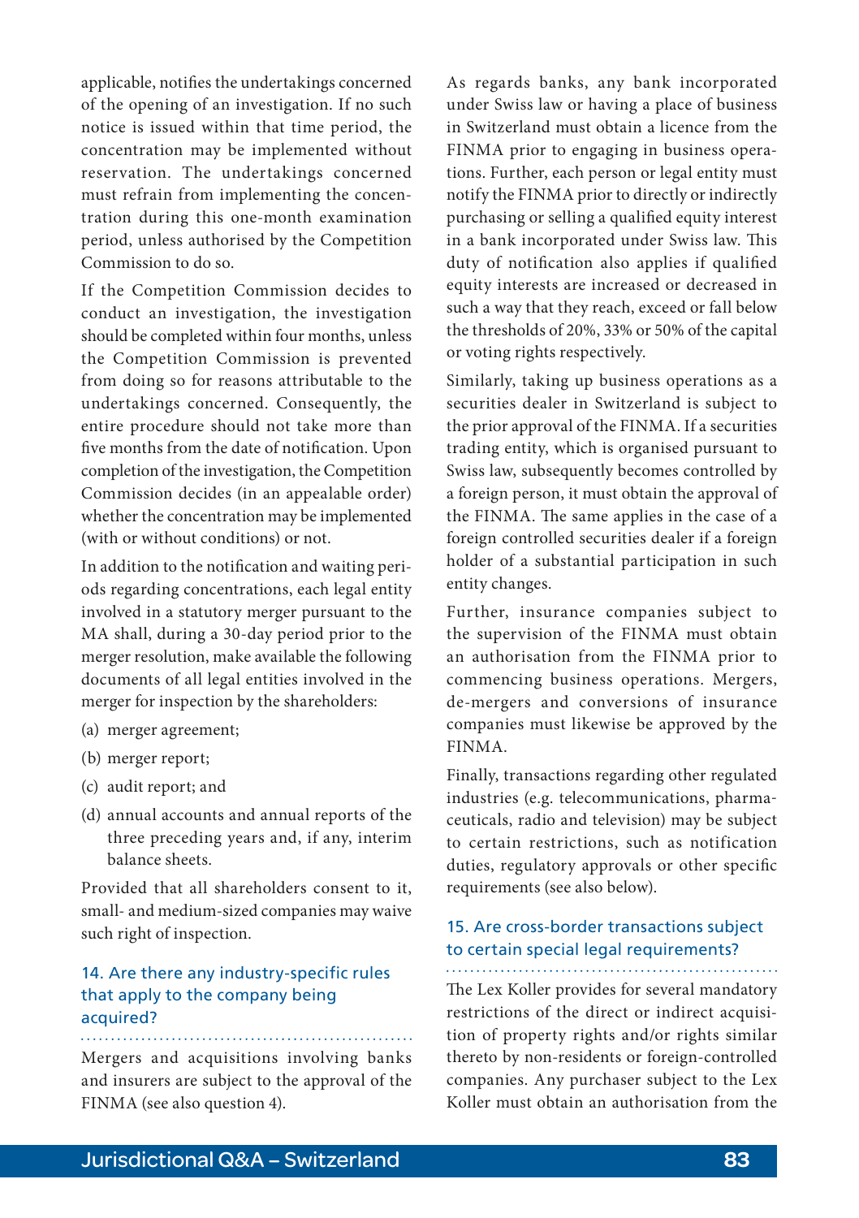applicable, notifies the undertakings concerned of the opening of an investigation. If no such notice is issued within that time period, the concentration may be implemented without reservation. The undertakings concerned must refrain from implementing the concentration during this one-month examination period, unless authorised by the Competition Commission to do so.

If the Competition Commission decides to conduct an investigation, the investigation should be completed within four months, unless the Competition Commission is prevented from doing so for reasons attributable to the undertakings concerned. Consequently, the entire procedure should not take more than five months from the date of notification. Upon completion of the investigation, the Competition Commission decides (in an appealable order) whether the concentration may be implemented (with or without conditions) or not.

In addition to the notification and waiting periods regarding concentrations, each legal entity involved in a statutory merger pursuant to the MA shall, during a 30-day period prior to the merger resolution, make available the following documents of all legal entities involved in the merger for inspection by the shareholders:

(a) merger agreement;

(b) merger report;

(c) audit report; and

(d) annual accounts and annual reports of the three preceding years and, if any, interim balance sheets.

Provided that all shareholders consent to it, small- and medium-sized companies may waive such right of inspection.

## 14. Are there any industry-specific rules that apply to the company being acquired?

Mergers and acquisitions involving banks and insurers are subject to the approval of the FINMA (see also question 4).

As regards banks, any bank incorporated under Swiss law or having a place of business in Switzerland must obtain a licence from the FINMA prior to engaging in business operations. Further, each person or legal entity must notify the FINMA prior to directly or indirectly purchasing or selling a qualified equity interest in a bank incorporated under Swiss law. This duty of notification also applies if qualified equity interests are increased or decreased in such a way that they reach, exceed or fall below the thresholds of 20%, 33% or 50% of the capital or voting rights respectively.

Similarly, taking up business operations as a securities dealer in Switzerland is subject to the prior approval of the FINMA. If a securities trading entity, which is organised pursuant to Swiss law, subsequently becomes controlled by a foreign person, it must obtain the approval of the FINMA. The same applies in the case of a foreign controlled securities dealer if a foreign holder of a substantial participation in such entity changes.

Further, insurance companies subject to the supervision of the FINMA must obtain an authorisation from the FINMA prior to commencing business operations. Mergers, de-mergers and conversions of insurance companies must likewise be approved by the FINMA.

Finally, transactions regarding other regulated industries (e.g. telecommunications, pharmaceuticals, radio and television) may be subject to certain restrictions, such as notification duties, regulatory approvals or other specific requirements (see also below).

## 15. Are cross-border transactions subject to certain special legal requirements?

The Lex Koller provides for several mandatory restrictions of the direct or indirect acquisition of property rights and/or rights similar thereto by non-residents or foreign-controlled companies. Any purchaser subject to the Lex Koller must obtain an authorisation from the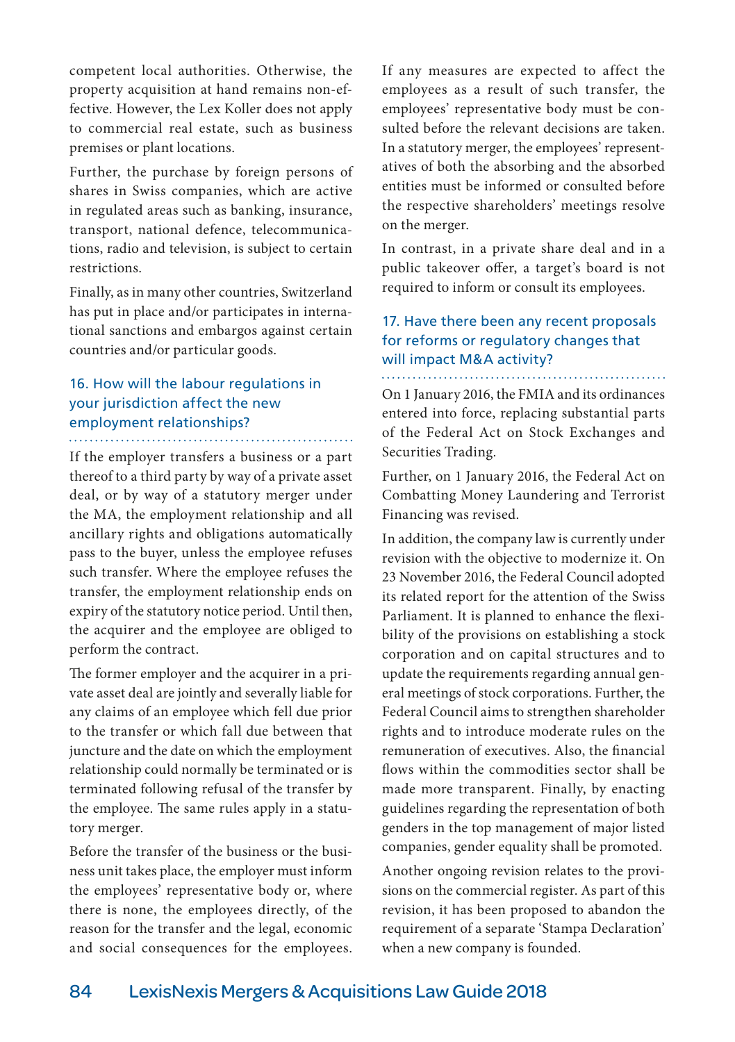competent local authorities. Otherwise, the property acquisition at hand remains non-effective. However, the Lex Koller does not apply to commercial real estate, such as business premises or plant locations.

Further, the purchase by foreign persons of shares in Swiss companies, which are active in regulated areas such as banking, insurance, transport, national defence, telecommunications, radio and television, is subject to certain restrictions.

Finally, as in many other countries, Switzerland has put in place and/or participates in international sanctions and embargos against certain countries and/or particular goods.

## 16. How will the labour regulations in your jurisdiction affect the new employment relationships?

If the employer transfers a business or a part thereof to a third party by way of a private asset deal, or by way of a statutory merger under the MA, the employment relationship and all ancillary rights and obligations automatically pass to the buyer, unless the employee refuses such transfer. Where the employee refuses the transfer, the employment relationship ends on expiry of the statutory notice period. Until then, the acquirer and the employee are obliged to perform the contract.

The former employer and the acquirer in a private asset deal are jointly and severally liable for any claims of an employee which fell due prior to the transfer or which fall due between that juncture and the date on which the employment relationship could normally be terminated or is terminated following refusal of the transfer by the employee. The same rules apply in a statutory merger.

Before the transfer of the business or the business unit takes place, the employer must inform the employees' representative body or, where there is none, the employees directly, of the reason for the transfer and the legal, economic and social consequences for the employees. If any measures are expected to affect the employees as a result of such transfer, the employees' representative body must be consulted before the relevant decisions are taken. In a statutory merger, the employees' representatives of both the absorbing and the absorbed entities must be informed or consulted before the respective shareholders' meetings resolve on the merger.

In contrast, in a private share deal and in a public takeover offer, a target's board is not required to inform or consult its employees.

## 17. Have there been any recent proposals for reforms or regulatory changes that will impact M&A activity?

On 1 January 2016, the FMIA and its ordinances entered into force, replacing substantial parts of the Federal Act on Stock Exchanges and Securities Trading.

Further, on 1 January 2016, the Federal Act on Combatting Money Laundering and Terrorist Financing was revised.

In addition, the company law is currently under revision with the objective to modernize it. On 23 November 2016, the Federal Council adopted its related report for the attention of the Swiss Parliament. It is planned to enhance the flexibility of the provisions on establishing a stock corporation and on capital structures and to update the requirements regarding annual general meetings of stock corporations. Further, the Federal Council aims to strengthen shareholder rights and to introduce moderate rules on the remuneration of executives. Also, the financial flows within the commodities sector shall be made more transparent. Finally, by enacting guidelines regarding the representation of both genders in the top management of major listed companies, gender equality shall be promoted.

Another ongoing revision relates to the provisions on the commercial register. As part of this revision, it has been proposed to abandon the requirement of a separate 'Stampa Declaration' when a new company is founded.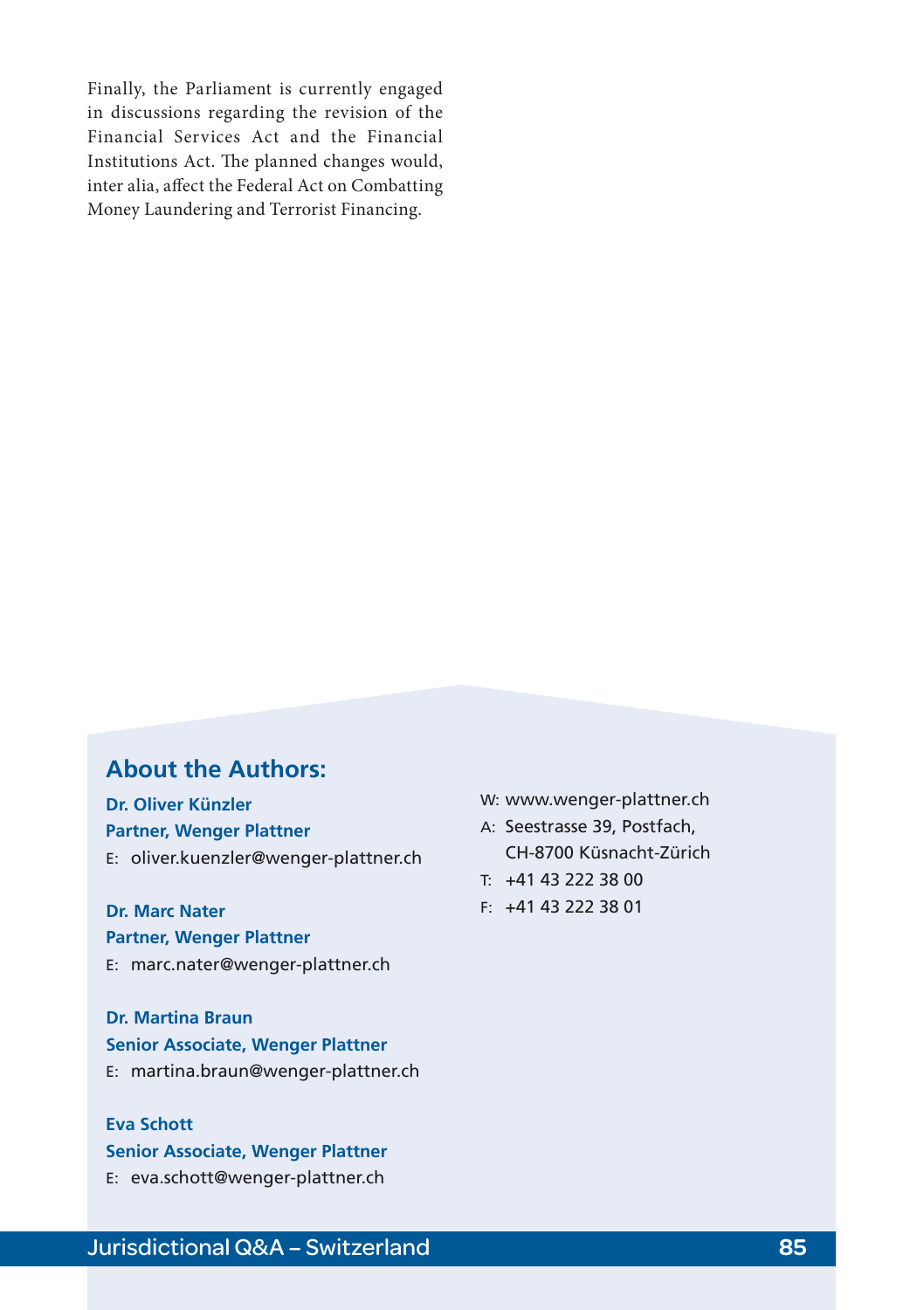Finally, the Parliament is currently engaged in discussions regarding the revision of the Financial Services Act and the Financial Institutions Act. The planned changes would, inter alia, affect the Federal Act on Combatting Money Laundering and Terrorist Financing.

## About the Authors:

**Dr. Oliver Künzler**
**Partner, Wenger Plattner**
E: oliver.kuenzler@wenger-plattner.ch

**Dr. Marc Nater**
**Partner, Wenger Plattner**
E: marc.nater@wenger-plattner.ch

**Dr. Martina Braun**
**Senior Associate, Wenger Plattner**
E: martina.braun@wenger-plattner.ch

**Eva Schott**
**Senior Associate, Wenger Plattner**
E: eva.schott@wenger-plattner.ch

W: www.wenger-plattner.ch
A: Seestrasse 39, Postfach, CH-8700 Küsnacht-Zürich
T: +41 43 222 38 00
F: +41 43 222 38 01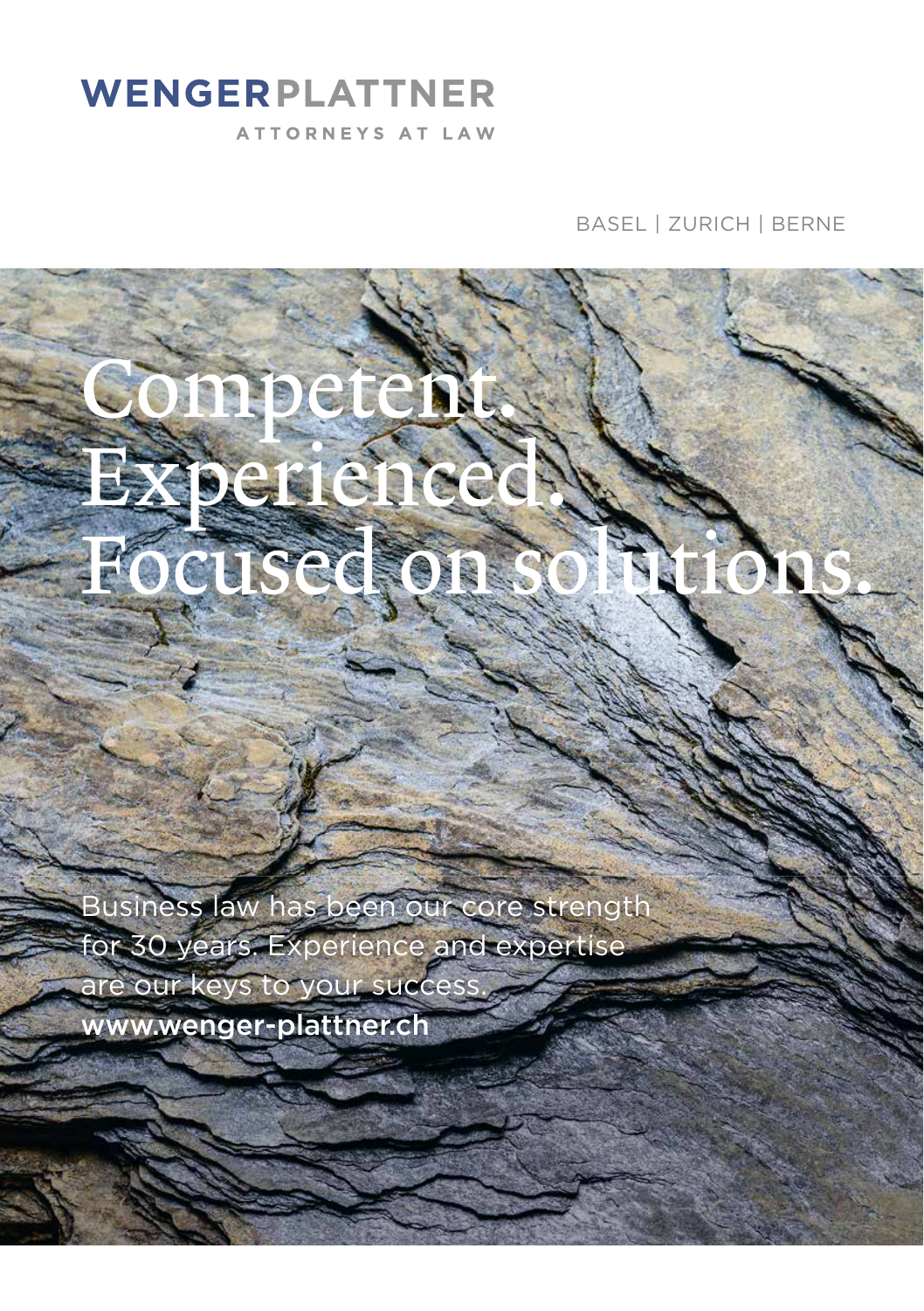**WENGERPLATTNER**
ATTORNEYS AT LAW

BASEL | ZURICH | BERNE

# Competent. Experienced. Focused on solutions.

Business law has been our core strength for 30 years. Experience and expertise are our keys to your success.

**www.wenger-plattner.ch**